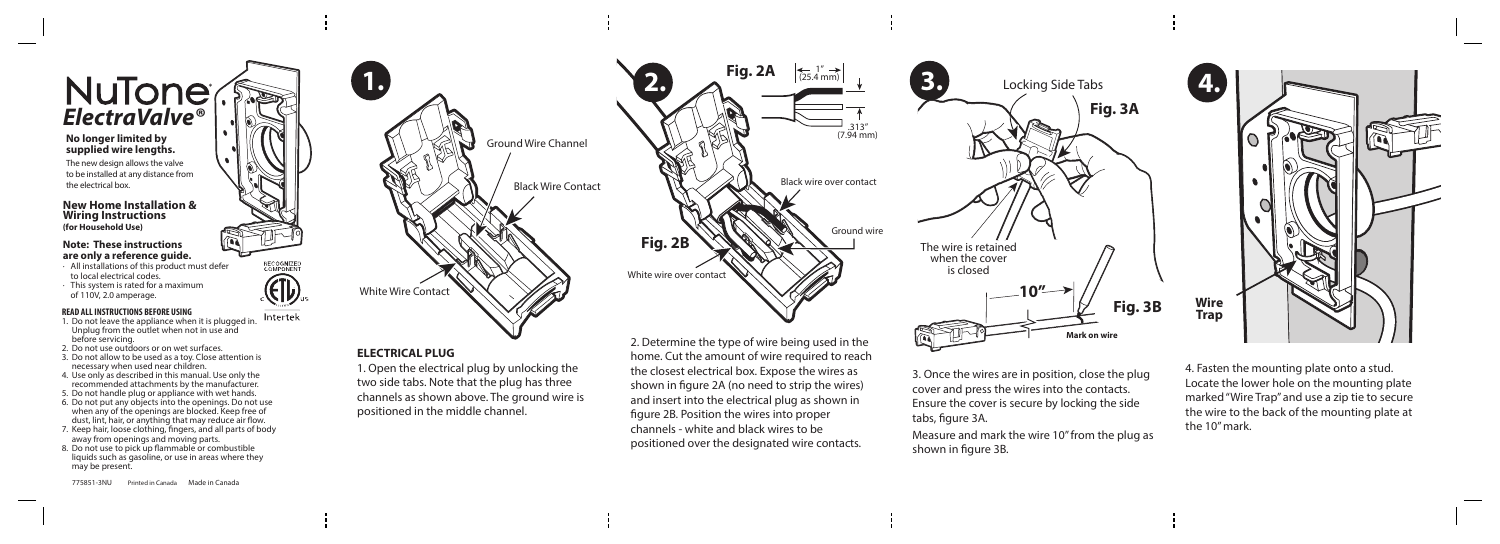# NuTone® *ElectraValve®*

**No longer limited by supplied wire lengths.**

The new design allows the valve to be installed at any distance from the electrical box.

## New Home Installation & Wiring Instructions (for Household Use)

### Note: These instructions are only a reference guide.

- All installations of this product must defer to local electrical codes.
- This system is rated for a maximum of 110V, 2.0 amperage.

**READ ALL INSTRUCTIONS BEFORE USING**

1. Do not leave the appliance when it is plugged in. Unplug from the outlet when not in use and before servicing.
2. Do not use outdoors or on wet surfaces.
3. Do not allow to be used as a toy. Close attention is necessary when used near children.
4. Use only as described in this manual. Use only the recommended attachments by the manufacturer.
5. Do not handle plug or appliance with wet hands.
6. Do not put any objects into the openings. Do not use when any of the openings are blocked. Keep free of dust, lint, hair, or anything that may reduce air flow.
7. Keep hair, loose clothing, fingers, and all parts of body away from openings and moving parts.
8. Do not use to pick up flammable or combustible liquids such as gasoline, or use in areas where they may be present.

RECOGNIZED COMPONENT

Intertek

775851-3NU Printed in Canada Made in Canada

## 1.

Ground Wire Channel

Black Wire Contact

White Wire Contact

### ELECTRICAL PLUG

1. Open the electrical plug by unlocking the two side tabs. Note that the plug has three channels as shown above. The ground wire is positioned in the middle channel.

## 2.

Fig. 2A

1" (25.4 mm)

.313" (7.94 mm)

Fig. 2B

Black wire over contact

Ground wire

White wire over contact

2. Determine the type of wire being used in the home. Cut the amount of wire required to reach the closest electrical box. Expose the wires as shown in figure 2A (no need to strip the wires) and insert into the electrical plug as shown in figure 2B. Position the wires into proper channels - white and black wires to be positioned over the designated wire contacts.

## 3.

Locking Side Tabs

Fig. 3A

The wire is retained when the cover is closed

10"

Fig. 3B

Mark on wire

3. Once the wires are in position, close the plug cover and press the wires into the contacts. Ensure the cover is secure by locking the side tabs, figure 3A.

Measure and mark the wire 10" from the plug as shown in figure 3B.

## 4.

Wire Trap

4. Fasten the mounting plate onto a stud. Locate the lower hole on the mounting plate marked "Wire Trap" and use a zip tie to secure the wire to the back of the mounting plate at the 10" mark.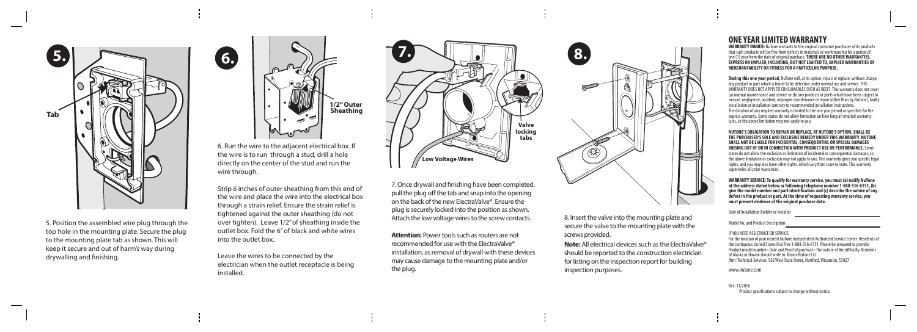5.

Tab

5. Position the assembled wire plug through the top hole in the mounting plate. Secure the plug to the mounting plate tab as shown. This will keep it secure and out of harm's way during drywalling and finishing.

6.

1/2" Outer Sheathing

6. Run the wire to the adjacent electrical box. If the wire is to run through a stud, drill a hole directly on the center of the stud and run the wire through.

Strip 6 inches of outer sheathing from this end of the wire and place the wire into the electrical box through a strain relief. Ensure the strain relief is tightened against the outer sheathing (do not over tighten). Leave 1/2" of sheathing inside the outlet box. Fold the 6" of black and white wires into the outlet box.

Leave the wires to be connected by the electrician when the outlet receptacle is being installed.

7.

Valve locking tabs

Low Voltage Wires

7. Once drywall and finishing have been completed, pull the plug off the tab and snap into the opening on the back of the new ElectraValve®. Ensure the plug is securely locked into the position as shown. Attach the low voltage wires to the screw contacts.

**Attention:** Power tools such as routers are not recommended for use with the ElectraValve® installation, as removal of drywall with these devices may cause damage to the mounting plate and/or the plug.

8.

8. Insert the valve into the mounting plate and secure the valve to the mounting plate with the screws provided.

**Note:** All electrical devices such as the ElectraValve® should be reported to the construction electrician for listing on the inspection report for building inspection purposes.

## ONE YEAR LIMITED WARRANTY

**WARRANTY OWNER:** NuTone warrants to the original consumer purchaser of its products that such products will be free from defects in materials or workmanship for a period of one (1) year from the date of original purchase. **THERE ARE NO OTHER WARRANTIES, EXPRESS OR IMPLIED, INCLUDING, BUT NOT LIMITED TO, IMPLIED WARRANTIES OF MERCHANTABILITY OR FITNESS FOR A PARTICULAR PURPOSE.**

**During this one year period,** NuTone will, at its option, repair or replace, without charge, any product or part which is found to be defective under normal use and service. THIS WARRANTY DOES NOT APPLY TO CONSUMABLES SUCH AS BELTS. This warranty does not cover (a) normal maintenance and service or (b) any products or parts which have been subject to misuse, negligence, accident, improper maintenance or repair (other than by NuTone), faulty installation or installation contrary to recommended installation instructions.
The duration of any implied warranty is limited to the one year period as specified for the express warranty. Some states do not allow limitation on how long an implied warranty lasts, so the above limitation may not apply to you.

**NUTONE'S OBLIGATION TO REPAIR OR REPLACE, AT NUTONE'S OPTION, SHALL BE THE PURCHASER'S SOLE AND EXCLUSIVE REMEDY UNDER THIS WARRANTY. NUTONE SHALL NOT BE LIABLE FOR INCIDENTAL, CONSEQUENTIAL OR SPECIAL DAMAGES ARISING OUT OF OR IN CONNECTION WITH PRODUCT USE OR PERFORMANCE.** Some states do not allow the exclusion or limitation of incidental or consequential damages, so the above limitation or exclusion may not apply to you. This warranty gives you specific legal rights, and you may also have other rights, which vary from state to state. This warranty supersedes all prior warranties.

**WARRANTY SERVICE: To qualify for warranty service, you must (a) notify NuTone at the address stated below or following telephone number 1-888-336-6151, (b) give the model number and part identification and (c) describe the nature of any defect in the product or part. At the time of requesting warranty service, you must present evidence of the original purchase date.**

Date of Installation Builder or Installer \_\_\_\_\_\_\_\_\_\_\_\_\_\_\_\_

Model No. and Product Description \_\_\_\_\_\_\_\_\_\_\_\_\_\_\_\_

IF YOU NEED ASSISTANCE OR SERVICE:
For the location of your nearest NuTone Independent Authorized Service Center: Residents of the contiguous United States Dial Free 1-888-336-6151 Please be prepared to provide: Product model number • Date and Proof of purchase • The nature of the difficulty Residents of Alaska or Hawaii should write to: Broan-NuTone LLC
Attn: Technical Services, 926 West State Street, Hartford, Wisconsin, 53027

www.nutone.com

Rev. 11/2016
Product specifications subject to change without notice.